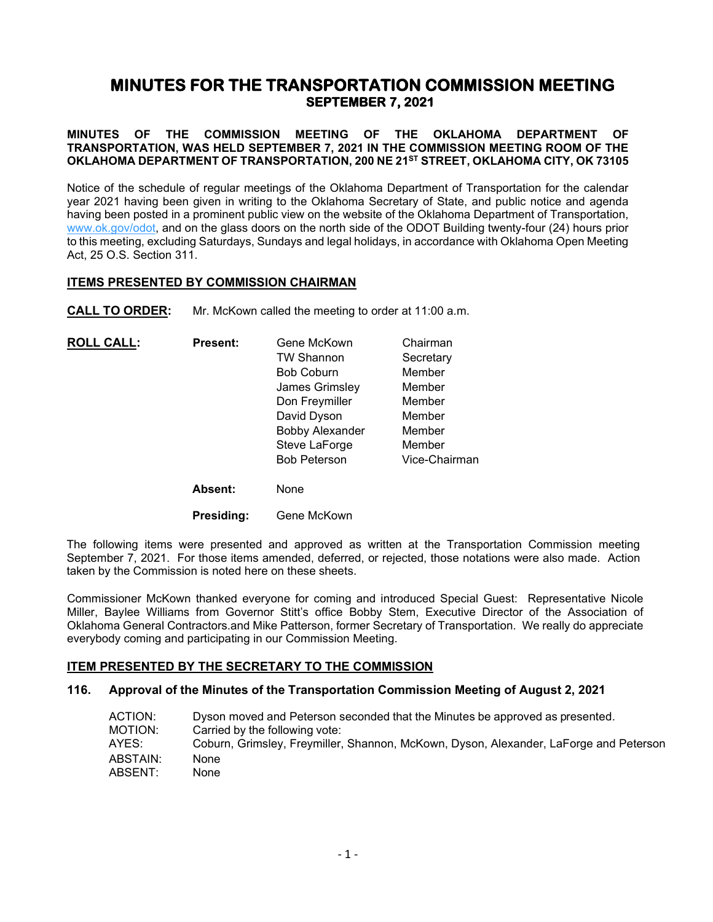# MINUTES FOR THE TRANSPORTATION COMMISSION MEETING
## SEPTEMBER 7, 2021

**MINUTES OF THE COMMISSION MEETING OF THE OKLAHOMA DEPARTMENT OF TRANSPORTATION, WAS HELD SEPTEMBER 7, 2021 IN THE COMMISSION MEETING ROOM OF THE OKLAHOMA DEPARTMENT OF TRANSPORTATION, 200 NE 21ST STREET, OKLAHOMA CITY, OK 73105**

Notice of the schedule of regular meetings of the Oklahoma Department of Transportation for the calendar year 2021 having been given in writing to the Oklahoma Secretary of State, and public notice and agenda having been posted in a prominent public view on the website of the Oklahoma Department of Transportation, www.ok.gov/odot, and on the glass doors on the north side of the ODOT Building twenty-four (24) hours prior to this meeting, excluding Saturdays, Sundays and legal holidays, in accordance with Oklahoma Open Meeting Act, 25 O.S. Section 311.

### ITEMS PRESENTED BY COMMISSION CHAIRMAN

**CALL TO ORDER:** Mr. McKown called the meeting to order at 11:00 a.m.

**ROLL CALL:**

**Present:**

| Name | Title |
|---|---|
| Gene McKown | Chairman |
| TW Shannon | Secretary |
| Bob Coburn | Member |
| James Grimsley | Member |
| Don Freymiller | Member |
| David Dyson | Member |
| Bobby Alexander | Member |
| Steve LaForge | Member |
| Bob Peterson | Vice-Chairman |

**Absent:** None

**Presiding:** Gene McKown

The following items were presented and approved as written at the Transportation Commission meeting September 7, 2021. For those items amended, deferred, or rejected, those notations were also made. Action taken by the Commission is noted here on these sheets.

Commissioner McKown thanked everyone for coming and introduced Special Guest: Representative Nicole Miller, Baylee Williams from Governor Stitt's office Bobby Stem, Executive Director of the Association of Oklahoma General Contractors.and Mike Patterson, former Secretary of Transportation. We really do appreciate everybody coming and participating in our Commission Meeting.

### ITEM PRESENTED BY THE SECRETARY TO THE COMMISSION

**116. Approval of the Minutes of the Transportation Commission Meeting of August 2, 2021**

ACTION: Dyson moved and Peterson seconded that the Minutes be approved as presented.
MOTION: Carried by the following vote:
AYES: Coburn, Grimsley, Freymiller, Shannon, McKown, Dyson, Alexander, LaForge and Peterson
ABSTAIN: None
ABSENT: None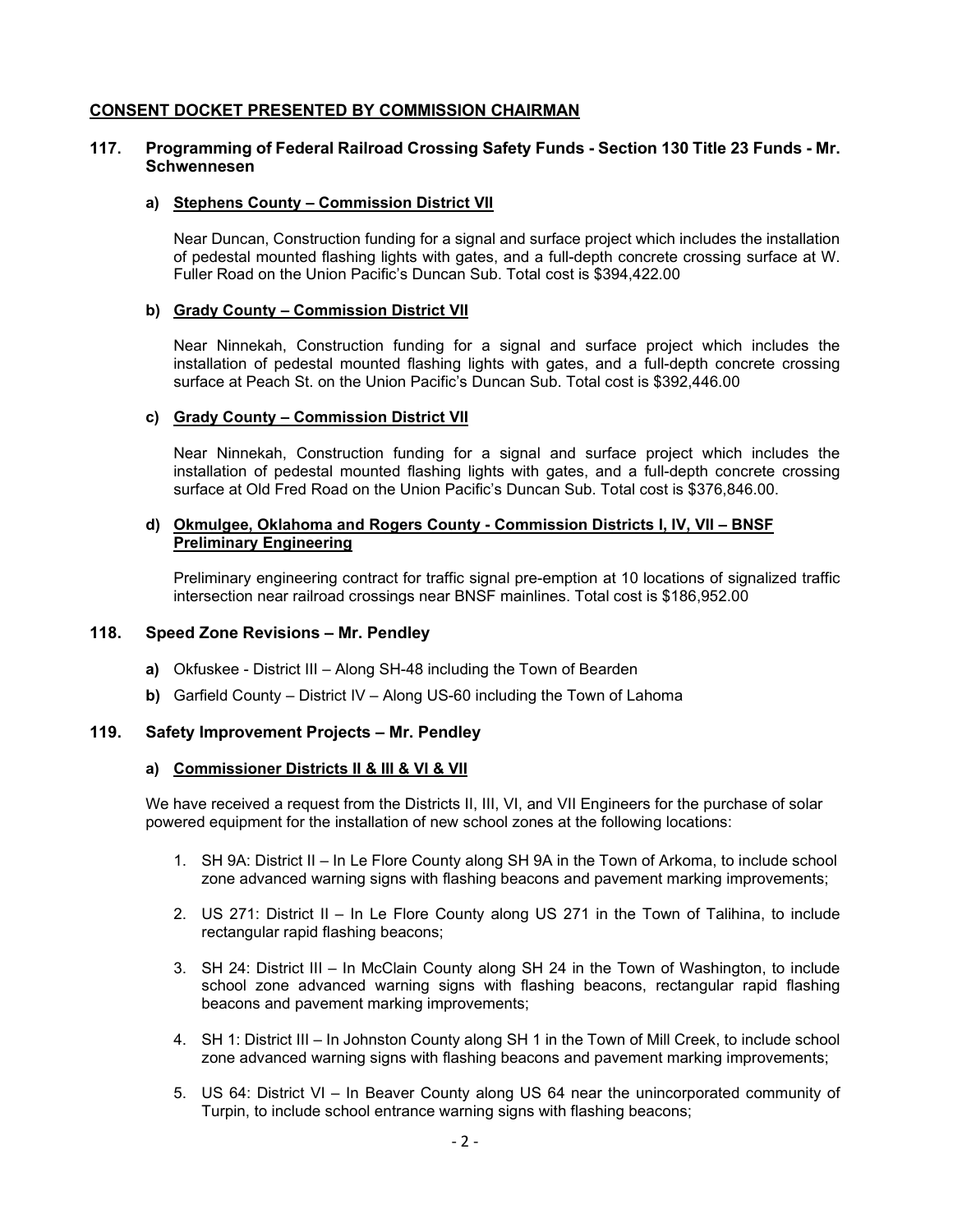## CONSENT DOCKET PRESENTED BY COMMISSION CHAIRMAN

### 117. Programming of Federal Railroad Crossing Safety Funds - Section 130 Title 23 Funds - Mr. Schwennesen

**a) Stephens County – Commission District VII**

Near Duncan, Construction funding for a signal and surface project which includes the installation of pedestal mounted flashing lights with gates, and a full-depth concrete crossing surface at W. Fuller Road on the Union Pacific's Duncan Sub. Total cost is $394,422.00

**b) Grady County – Commission District VII**

Near Ninnekah, Construction funding for a signal and surface project which includes the installation of pedestal mounted flashing lights with gates, and a full-depth concrete crossing surface at Peach St. on the Union Pacific's Duncan Sub. Total cost is $392,446.00

**c) Grady County – Commission District VII**

Near Ninnekah, Construction funding for a signal and surface project which includes the installation of pedestal mounted flashing lights with gates, and a full-depth concrete crossing surface at Old Fred Road on the Union Pacific's Duncan Sub. Total cost is $376,846.00.

**d) Okmulgee, Oklahoma and Rogers County - Commission Districts I, IV, VII – BNSF Preliminary Engineering**

Preliminary engineering contract for traffic signal pre-emption at 10 locations of signalized traffic intersection near railroad crossings near BNSF mainlines. Total cost is $186,952.00

### 118. Speed Zone Revisions – Mr. Pendley

**a)** Okfuskee - District III – Along SH-48 including the Town of Bearden

**b)** Garfield County – District IV – Along US-60 including the Town of Lahoma

### 119. Safety Improvement Projects – Mr. Pendley

**a) Commissioner Districts II & III & VI & VII**

We have received a request from the Districts II, III, VI, and VII Engineers for the purchase of solar powered equipment for the installation of new school zones at the following locations:

1. SH 9A: District II – In Le Flore County along SH 9A in the Town of Arkoma, to include school zone advanced warning signs with flashing beacons and pavement marking improvements;
2. US 271: District II – In Le Flore County along US 271 in the Town of Talihina, to include rectangular rapid flashing beacons;
3. SH 24: District III – In McClain County along SH 24 in the Town of Washington, to include school zone advanced warning signs with flashing beacons, rectangular rapid flashing beacons and pavement marking improvements;
4. SH 1: District III – In Johnston County along SH 1 in the Town of Mill Creek, to include school zone advanced warning signs with flashing beacons and pavement marking improvements;
5. US 64: District VI – In Beaver County along US 64 near the unincorporated community of Turpin, to include school entrance warning signs with flashing beacons;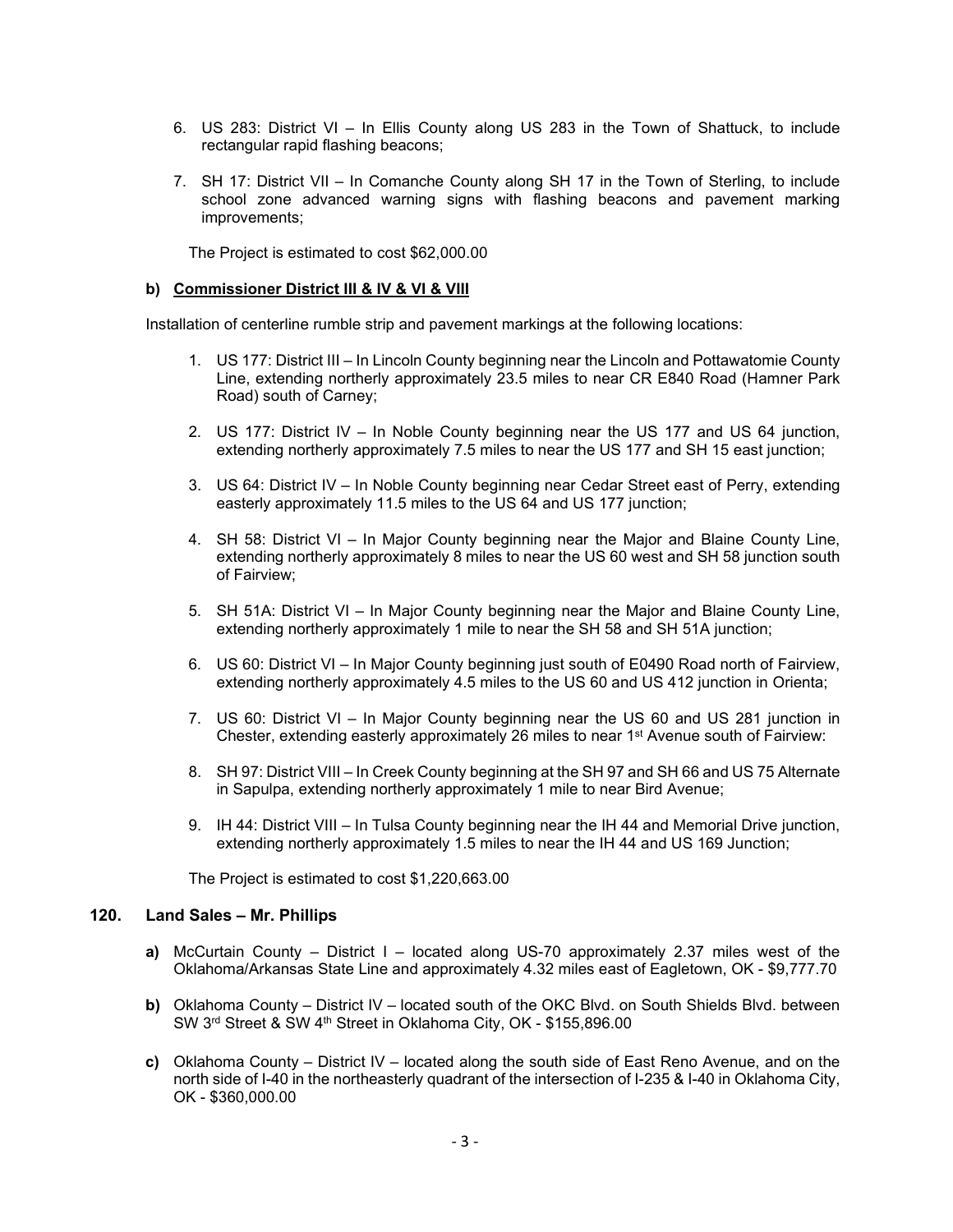6. US 283: District VI – In Ellis County along US 283 in the Town of Shattuck, to include rectangular rapid flashing beacons;

7. SH 17: District VII – In Comanche County along SH 17 in the Town of Sterling, to include school zone advanced warning signs with flashing beacons and pavement marking improvements;

The Project is estimated to cost $62,000.00

**b) Commissioner District III & IV & VI & VIII**

Installation of centerline rumble strip and pavement markings at the following locations:

1. US 177: District III – In Lincoln County beginning near the Lincoln and Pottawatomie County Line, extending northerly approximately 23.5 miles to near CR E840 Road (Hamner Park Road) south of Carney;

2. US 177: District IV – In Noble County beginning near the US 177 and US 64 junction, extending northerly approximately 7.5 miles to near the US 177 and SH 15 east junction;

3. US 64: District IV – In Noble County beginning near Cedar Street east of Perry, extending easterly approximately 11.5 miles to the US 64 and US 177 junction;

4. SH 58: District VI – In Major County beginning near the Major and Blaine County Line, extending northerly approximately 8 miles to near the US 60 west and SH 58 junction south of Fairview;

5. SH 51A: District VI – In Major County beginning near the Major and Blaine County Line, extending northerly approximately 1 mile to near the SH 58 and SH 51A junction;

6. US 60: District VI – In Major County beginning just south of E0490 Road north of Fairview, extending northerly approximately 4.5 miles to the US 60 and US 412 junction in Orienta;

7. US 60: District VI – In Major County beginning near the US 60 and US 281 junction in Chester, extending easterly approximately 26 miles to near 1st Avenue south of Fairview:

8. SH 97: District VIII – In Creek County beginning at the SH 97 and SH 66 and US 75 Alternate in Sapulpa, extending northerly approximately 1 mile to near Bird Avenue;

9. IH 44: District VIII – In Tulsa County beginning near the IH 44 and Memorial Drive junction, extending northerly approximately 1.5 miles to near the IH 44 and US 169 Junction;

The Project is estimated to cost $1,220,663.00

## 120. Land Sales – Mr. Phillips

**a)** McCurtain County – District I – located along US-70 approximately 2.37 miles west of the Oklahoma/Arkansas State Line and approximately 4.32 miles east of Eagletown, OK - $9,777.70

**b)** Oklahoma County – District IV – located south of the OKC Blvd. on South Shields Blvd. between SW 3rd Street & SW 4th Street in Oklahoma City, OK - $155,896.00

**c)** Oklahoma County – District IV – located along the south side of East Reno Avenue, and on the north side of I-40 in the northeasterly quadrant of the intersection of I-235 & I-40 in Oklahoma City, OK - $360,000.00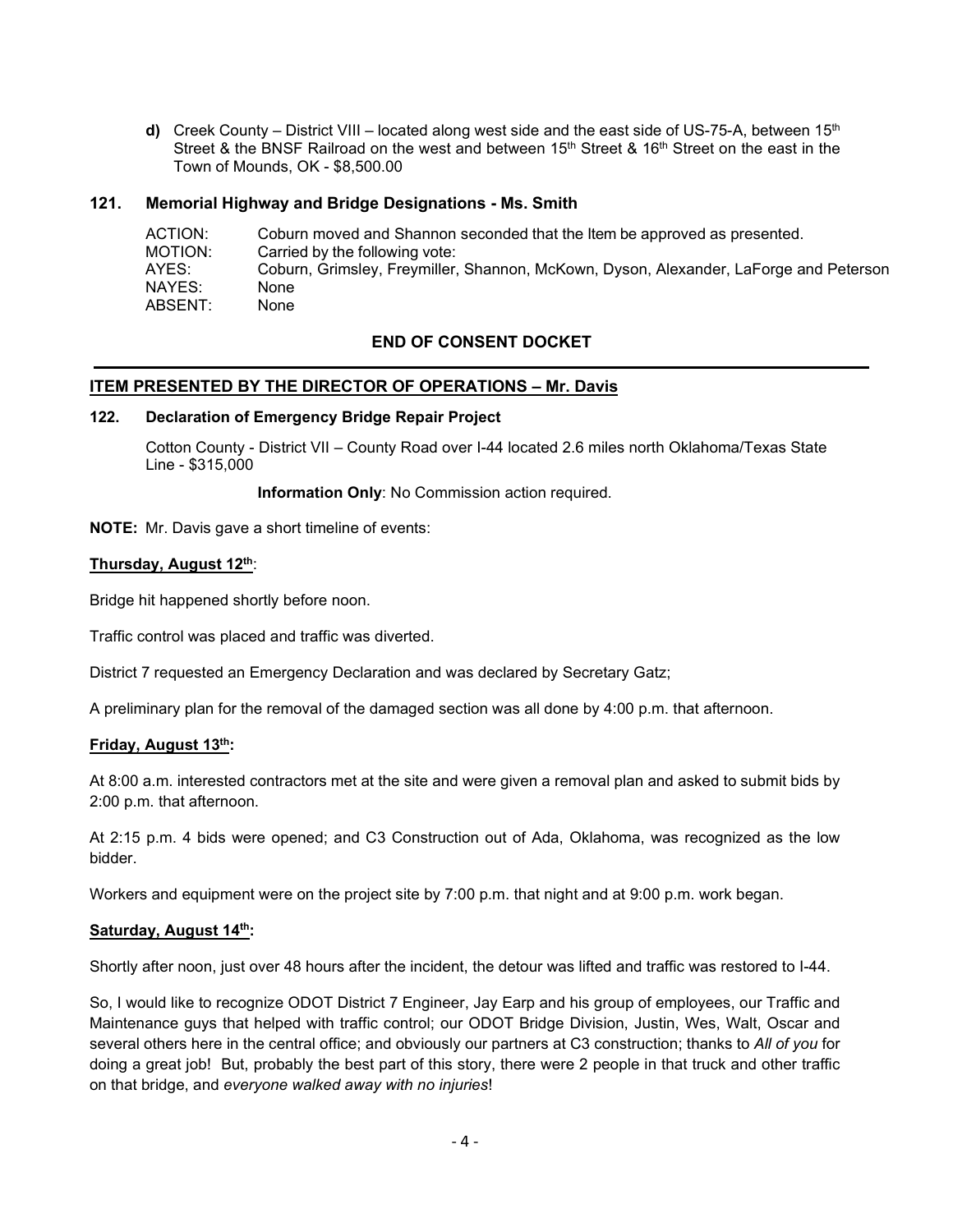**d)** Creek County – District VIII – located along west side and the east side of US-75-A, between 15th Street & the BNSF Railroad on the west and between 15th Street & 16th Street on the east in the Town of Mounds, OK - $8,500.00

### 121. Memorial Highway and Bridge Designations - Ms. Smith

| | |
|---|---|
| ACTION: | Coburn moved and Shannon seconded that the Item be approved as presented. |
| MOTION: | Carried by the following vote: |
| AYES: | Coburn, Grimsley, Freymiller, Shannon, McKown, Dyson, Alexander, LaForge and Peterson |
| NAYES: | None |
| ABSENT: | None |

**END OF CONSENT DOCKET**

---

**ITEM PRESENTED BY THE DIRECTOR OF OPERATIONS – Mr. Davis**

### 122. Declaration of Emergency Bridge Repair Project

Cotton County - District VII – County Road over I-44 located 2.6 miles north Oklahoma/Texas State Line - $315,000

**Information Only**: No Commission action required.

**NOTE:** Mr. Davis gave a short timeline of events:

**Thursday, August 12th**:

Bridge hit happened shortly before noon.

Traffic control was placed and traffic was diverted.

District 7 requested an Emergency Declaration and was declared by Secretary Gatz;

A preliminary plan for the removal of the damaged section was all done by 4:00 p.m. that afternoon.

**Friday, August 13th:**

At 8:00 a.m. interested contractors met at the site and were given a removal plan and asked to submit bids by 2:00 p.m. that afternoon.

At 2:15 p.m. 4 bids were opened; and C3 Construction out of Ada, Oklahoma, was recognized as the low bidder.

Workers and equipment were on the project site by 7:00 p.m. that night and at 9:00 p.m. work began.

**Saturday, August 14th:**

Shortly after noon, just over 48 hours after the incident, the detour was lifted and traffic was restored to I-44.

So, I would like to recognize ODOT District 7 Engineer, Jay Earp and his group of employees, our Traffic and Maintenance guys that helped with traffic control; our ODOT Bridge Division, Justin, Wes, Walt, Oscar and several others here in the central office; and obviously our partners at C3 construction; thanks to *All of you* for doing a great job! But, probably the best part of this story, there were 2 people in that truck and other traffic on that bridge, and *everyone walked away with no injuries*!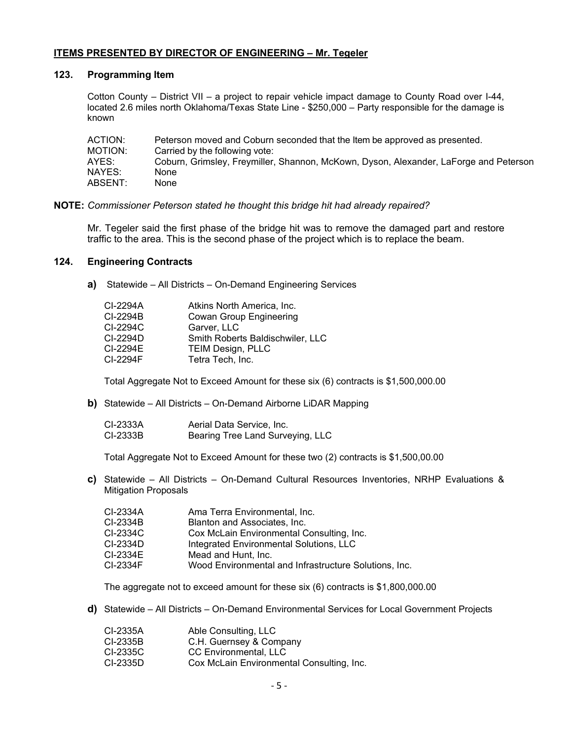## **ITEMS PRESENTED BY DIRECTOR OF ENGINEERING – Mr. Tegeler**

### **123. Programming Item**

Cotton County – District VII – a project to repair vehicle impact damage to County Road over I-44, located 2.6 miles north Oklahoma/Texas State Line - $250,000 – Party responsible for the damage is known

ACTION: Peterson moved and Coburn seconded that the Item be approved as presented.
MOTION: Carried by the following vote:
AYES: Coburn, Grimsley, Freymiller, Shannon, McKown, Dyson, Alexander, LaForge and Peterson
NAYES: None
ABSENT: None

**NOTE:** *Commissioner Peterson stated he thought this bridge hit had already repaired?*

Mr. Tegeler said the first phase of the bridge hit was to remove the damaged part and restore traffic to the area. This is the second phase of the project which is to replace the beam.

### **124. Engineering Contracts**

**a)** Statewide – All Districts – On-Demand Engineering Services

CI-2294A Atkins North America, Inc.
CI-2294B Cowan Group Engineering
CI-2294C Garver, LLC
CI-2294D Smith Roberts Baldischwiler, LLC
CI-2294E TEIM Design, PLLC
CI-2294F Tetra Tech, Inc.

Total Aggregate Not to Exceed Amount for these six (6) contracts is $1,500,000.00

**b)** Statewide – All Districts – On-Demand Airborne LiDAR Mapping

CI-2333A Aerial Data Service, Inc.
CI-2333B Bearing Tree Land Surveying, LLC

Total Aggregate Not to Exceed Amount for these two (2) contracts is $1,500,00.00

**c)** Statewide – All Districts – On-Demand Cultural Resources Inventories, NRHP Evaluations & Mitigation Proposals

CI-2334A Ama Terra Environmental, Inc.
CI-2334B Blanton and Associates, Inc.
CI-2334C Cox McLain Environmental Consulting, Inc.
CI-2334D Integrated Environmental Solutions, LLC
CI-2334E Mead and Hunt, Inc.
CI-2334F Wood Environmental and Infrastructure Solutions, Inc.

The aggregate not to exceed amount for these six (6) contracts is $1,800,000.00

**d)** Statewide – All Districts – On-Demand Environmental Services for Local Government Projects

CI-2335A Able Consulting, LLC
CI-2335B C.H. Guernsey & Company
CI-2335C CC Environmental, LLC
CI-2335D Cox McLain Environmental Consulting, Inc.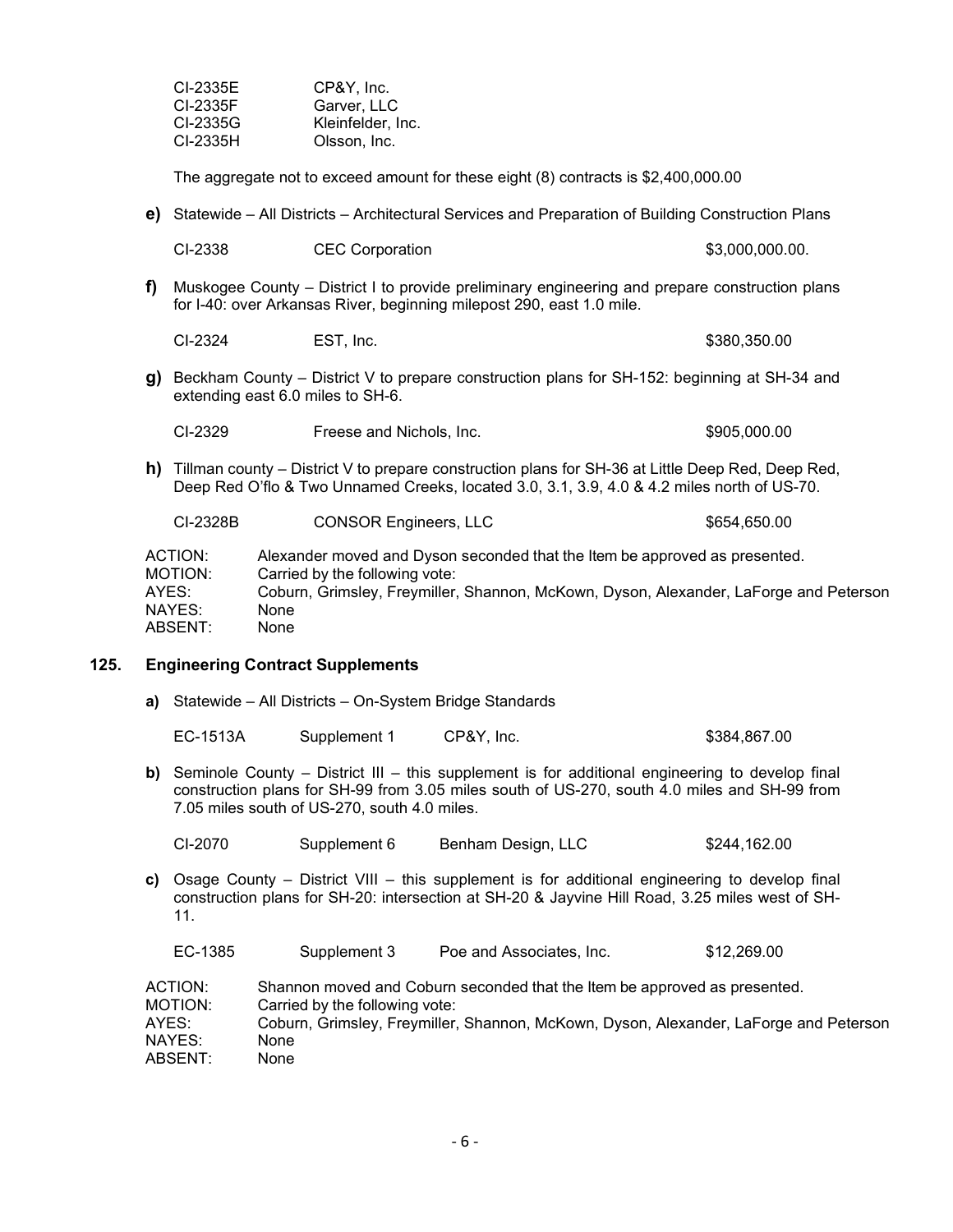| | |
|---|---|
| CI-2335E | CP&Y, Inc. |
| CI-2335F | Garver, LLC |
| CI-2335G | Kleinfelder, Inc. |
| CI-2335H | Olsson, Inc. |

The aggregate not to exceed amount for these eight (8) contracts is $2,400,000.00

**e)** Statewide – All Districts – Architectural Services and Preparation of Building Construction Plans

| | | |
|---|---|---|
| CI-2338 | CEC Corporation | $3,000,000.00. |

**f)** Muskogee County – District I to provide preliminary engineering and prepare construction plans for I-40: over Arkansas River, beginning milepost 290, east 1.0 mile.

| | | |
|---|---|---|
| CI-2324 | EST, Inc. | $380,350.00 |

**g)** Beckham County – District V to prepare construction plans for SH-152: beginning at SH-34 and extending east 6.0 miles to SH-6.

| | | |
|---|---|---|
| CI-2329 | Freese and Nichols, Inc. | $905,000.00 |

**h)** Tillman county – District V to prepare construction plans for SH-36 at Little Deep Red, Deep Red, Deep Red O'flo & Two Unnamed Creeks, located 3.0, 3.1, 3.9, 4.0 & 4.2 miles north of US-70.

| | | |
|---|---|---|
| CI-2328B | CONSOR Engineers, LLC | $654,650.00 |

| | |
|---|---|
| ACTION: | Alexander moved and Dyson seconded that the Item be approved as presented. |
| MOTION: | Carried by the following vote: |
| AYES: | Coburn, Grimsley, Freymiller, Shannon, McKown, Dyson, Alexander, LaForge and Peterson |
| NAYES: | None |
| ABSENT: | None |

## 125. Engineering Contract Supplements

**a)** Statewide – All Districts – On-System Bridge Standards

| | | | |
|---|---|---|---|
| EC-1513A | Supplement 1 | CP&Y, Inc. | $384,867.00 |

**b)** Seminole County – District III – this supplement is for additional engineering to develop final construction plans for SH-99 from 3.05 miles south of US-270, south 4.0 miles and SH-99 from 7.05 miles south of US-270, south 4.0 miles.

| | | | |
|---|---|---|---|
| CI-2070 | Supplement 6 | Benham Design, LLC | $244,162.00 |

**c)** Osage County – District VIII – this supplement is for additional engineering to develop final construction plans for SH-20: intersection at SH-20 & Jayvine Hill Road, 3.25 miles west of SH-11.

| | | | |
|---|---|---|---|
| EC-1385 | Supplement 3 | Poe and Associates, Inc. | $12,269.00 |

| | |
|---|---|
| ACTION: | Shannon moved and Coburn seconded that the Item be approved as presented. |
| MOTION: | Carried by the following vote: |
| AYES: | Coburn, Grimsley, Freymiller, Shannon, McKown, Dyson, Alexander, LaForge and Peterson |
| NAYES: | None |
| ABSENT: | None |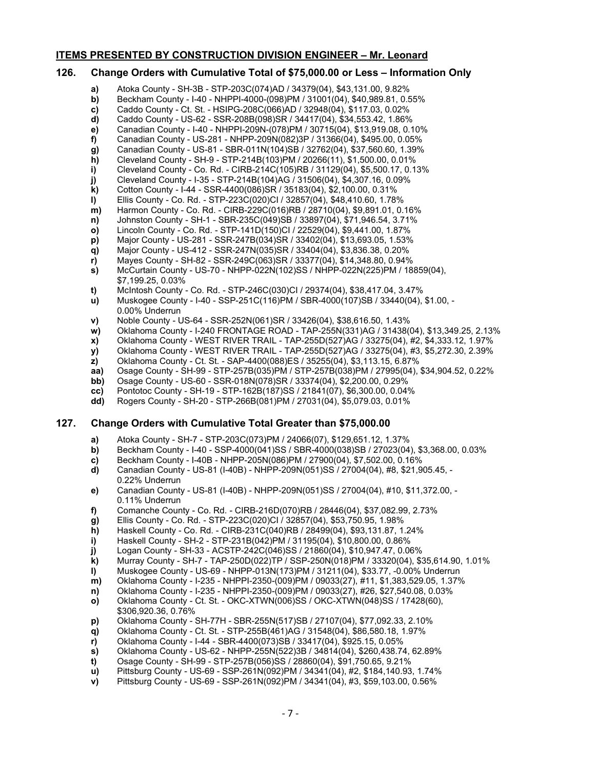## ITEMS PRESENTED BY CONSTRUCTION DIVISION ENGINEER – Mr. Leonard

### 126. Change Orders with Cumulative Total of $75,000.00 or Less – Information Only

- **a)** Atoka County - SH-3B - STP-203C(074)AD / 34379(04), $43,131.00, 9.82%
- **b)** Beckham County - I-40 - NHPPI-4000-(098)PM / 31001(04), $40,989.81, 0.55%
- **c)** Caddo County - Ct. St. - HSIPG-208C(066)AD / 32948(04), $117.03, 0.02%
- **d)** Caddo County - US-62 - SSR-208B(098)SR / 34417(04), $34,553.42, 1.86%
- **e)** Canadian County - I-40 - NHPPI-209N-(078)PM / 30715(04), $13,919.08, 0.10%
- **f)** Canadian County - US-281 - NHPP-209N(082)3P / 31366(04), $495.00, 0.05%
- **g)** Canadian County - US-81 - SBR-011N(104)SB / 32762(04), $37,560.60, 1.39%
- **h)** Cleveland County - SH-9 - STP-214B(103)PM / 20266(11), $1,500.00, 0.01%
- **i)** Cleveland County - Co. Rd. - CIRB-214C(105)RB / 31129(04), $5,500.17, 0.13%
- **j)** Cleveland County - I-35 - STP-214B(104)AG / 31506(04), $4,307.16, 0.09%
- **k)** Cotton County - I-44 - SSR-4400(086)SR / 35183(04), $2,100.00, 0.31%
- **l)** Ellis County - Co. Rd. - STP-223C(020)CI / 32857(04), $48,410.60, 1.78%
- **m)** Harmon County - Co. Rd. - CIRB-229C(016)RB / 28710(04), $9,891.01, 0.16%
- **n)** Johnston County - SH-1 - SBR-235C(049)SB / 33897(04), $71,946.54, 3.71%
- **o)** Lincoln County - Co. Rd. - STP-141D(150)CI / 22529(04), $9,441.00, 1.87%
- **p)** Major County - US-281 - SSR-247B(034)SR / 33402(04), $13,693.05, 1.53%
- **q)** Major County - US-412 - SSR-247N(035)SR / 33404(04), $3,836.38, 0.20%
- **r)** Mayes County - SH-82 - SSR-249C(063)SR / 33377(04), $14,348.80, 0.94%
- **s)** McCurtain County - US-70 - NHPP-022N(102)SS / NHPP-022N(225)PM / 18859(04), $7,199.25, 0.03%
- **t)** McIntosh County - Co. Rd. - STP-246C(030)CI / 29374(04), $38,417.04, 3.47%
- **u)** Muskogee County - I-40 - SSP-251C(116)PM / SBR-4000(107)SB / 33440(04), $1.00, -0.00% Underrun
- **v)** Noble County - US-64 - SSR-252N(061)SR / 33426(04), $38,616.50, 1.43%
- **w)** Oklahoma County - I-240 FRONTAGE ROAD - TAP-255N(331)AG / 31438(04), $13,349.25, 2.13%
- **x)** Oklahoma County - WEST RIVER TRAIL - TAP-255D(527)AG / 33275(04), #2, $4,333.12, 1.97%
- **y)** Oklahoma County - WEST RIVER TRAIL - TAP-255D(527)AG / 33275(04), #3, $5,272.30, 2.39%
- **z)** Oklahoma County - Ct. St. - SAP-4400(088)ES / 35255(04), $3,113.15, 6.87%
- **aa)** Osage County - SH-99 - STP-257B(035)PM / STP-257B(038)PM / 27995(04), $34,904.52, 0.22%
- **bb)** Osage County - US-60 - SSR-018N(078)SR / 33374(04), $2,200.00, 0.29%
- **cc)** Pontotoc County - SH-19 - STP-162B(187)SS / 21841(07), $6,300.00, 0.04%
- **dd)** Rogers County - SH-20 - STP-266B(081)PM / 27031(04), $5,079.03, 0.01%

### 127. Change Orders with Cumulative Total Greater than $75,000.00

- **a)** Atoka County - SH-7 - STP-203C(073)PM / 24066(07), $129,651.12, 1.37%
- **b)** Beckham County - I-40 - SSP-4000(041)SS / SBR-4000(038)SB / 27023(04), $3,368.00, 0.03%
- **c)** Beckham County - I-40B - NHPP-205N(086)PM / 27900(04), $7,502.00, 0.16%
- **d)** Canadian County - US-81 (I-40B) - NHPP-209N(051)SS / 27004(04), #8, $21,905.45, -0.22% Underrun
- **e)** Canadian County - US-81 (I-40B) - NHPP-209N(051)SS / 27004(04), #10, $11,372.00, -0.11% Underrun
- **f)** Comanche County - Co. Rd. - CIRB-216D(070)RB / 28446(04), $37,082.99, 2.73%
- **g)** Ellis County - Co. Rd. - STP-223C(020)CI / 32857(04), $53,750.95, 1.98%
- **h)** Haskell County - Co. Rd. - CIRB-231C(040)RB / 28499(04), $93,131.87, 1.24%
- **i)** Haskell County - SH-2 - STP-231B(042)PM / 31195(04), $10,800.00, 0.86%
- **j)** Logan County - SH-33 - ACSTP-242C(046)SS / 21860(04), $10,947.47, 0.06%
- **k)** Murray County - SH-7 - TAP-250D(022)TP / SSP-250N(018)PM / 33320(04), $35,614.90, 1.01%
- **l)** Muskogee County - US-69 - NHPP-013N(173)PM / 31211(04), $33.77, -0.00% Underrun
- **m)** Oklahoma County - I-235 - NHPPI-2350-(009)PM / 09033(27), #11, $1,383,529.05, 1.37%
- **n)** Oklahoma County - I-235 - NHPPI-2350-(009)PM / 09033(27), #26, $27,540.08, 0.03%
- **o)** Oklahoma County - Ct. St. - OKC-XTWN(006)SS / OKC-XTWN(048)SS / 17428(60), $306,920.36, 0.76%
- **p)** Oklahoma County - SH-77H - SBR-255N(517)SB / 27107(04), $77,092.33, 2.10%
- **q)** Oklahoma County - Ct. St. - STP-255B(461)AG / 31548(04), $86,580.18, 1.97%
- **r)** Oklahoma County - I-44 - SBR-4400(073)SB / 33417(04), $925.15, 0.05%
- **s)** Oklahoma County - US-62 - NHPP-255N(522)3B / 34814(04), $260,438.74, 62.89%
- **t)** Osage County - SH-99 - STP-257B(056)SS / 28860(04), $91,750.65, 9.21%
- **u)** Pittsburg County - US-69 - SSP-261N(092)PM / 34341(04), #2, $184,140.93, 1.74%
- **v)** Pittsburg County - US-69 - SSP-261N(092)PM / 34341(04), #3, $59,103.00, 0.56%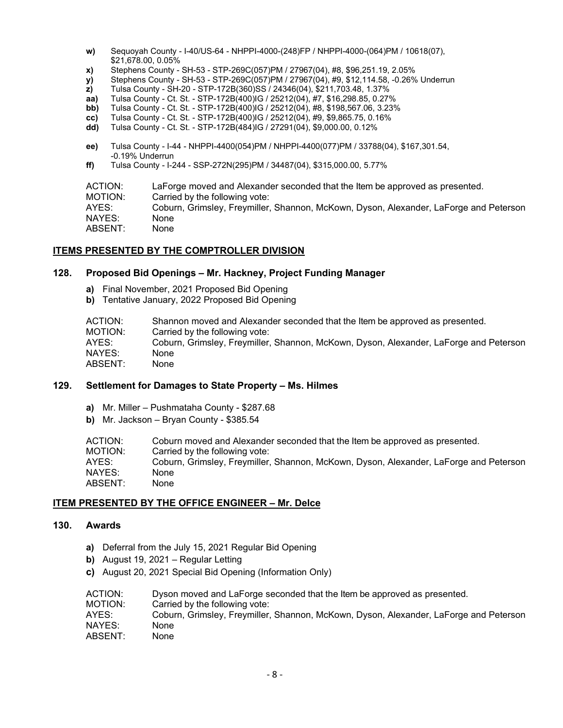- **w)** Sequoyah County - I-40/US-64 - NHPPI-4000-(248)FP / NHPPI-4000-(064)PM / 10618(07), $21,678.00, 0.05%
- **x)** Stephens County - SH-53 - STP-269C(057)PM / 27967(04), #8, $96,251.19, 2.05%
- **y)** Stephens County - SH-53 - STP-269C(057)PM / 27967(04), #9, $12,114.58, -0.26% Underrun
- **z)** Tulsa County - SH-20 - STP-172B(360)SS / 24346(04), $211,703.48, 1.37%
- **aa)** Tulsa County - Ct. St. - STP-172B(400)IG / 25212(04), #7, $16,298.85, 0.27%
- **bb)** Tulsa County - Ct. St. - STP-172B(400)IG / 25212(04), #8, $198,567.06, 3.23%
- **cc)** Tulsa County - Ct. St. - STP-172B(400)IG / 25212(04), #9, $9,865.75, 0.16%
- **dd)** Tulsa County - Ct. St. - STP-172B(484)IG / 27291(04), $9,000.00, 0.12%
- **ee)** Tulsa County - I-44 - NHPPI-4400(054)PM / NHPPI-4400(077)PM / 33788(04), $167,301.54, -0.19% Underrun
- **ff)** Tulsa County - I-244 - SSP-272N(295)PM / 34487(04), $315,000.00, 5.77%

ACTION: LaForge moved and Alexander seconded that the Item be approved as presented.
MOTION: Carried by the following vote:
AYES: Coburn, Grimsley, Freymiller, Shannon, McKown, Dyson, Alexander, LaForge and Peterson
NAYES: None
ABSENT: None

## ITEMS PRESENTED BY THE COMPTROLLER DIVISION

### 128. Proposed Bid Openings – Mr. Hackney, Project Funding Manager

- **a)** Final November, 2021 Proposed Bid Opening
- **b)** Tentative January, 2022 Proposed Bid Opening

ACTION: Shannon moved and Alexander seconded that the Item be approved as presented.
MOTION: Carried by the following vote:
AYES: Coburn, Grimsley, Freymiller, Shannon, McKown, Dyson, Alexander, LaForge and Peterson
NAYES: None
ABSENT: None

### 129. Settlement for Damages to State Property – Ms. Hilmes

- **a)** Mr. Miller – Pushmataha County - $287.68
- **b)** Mr. Jackson – Bryan County - $385.54

ACTION: Coburn moved and Alexander seconded that the Item be approved as presented.
MOTION: Carried by the following vote:
AYES: Coburn, Grimsley, Freymiller, Shannon, McKown, Dyson, Alexander, LaForge and Peterson
NAYES: None
ABSENT: None

## ITEM PRESENTED BY THE OFFICE ENGINEER – Mr. Delce

### 130. Awards

- **a)** Deferral from the July 15, 2021 Regular Bid Opening
- **b)** August 19, 2021 – Regular Letting
- **c)** August 20, 2021 Special Bid Opening (Information Only)

ACTION: Dyson moved and LaForge seconded that the Item be approved as presented.
MOTION: Carried by the following vote:
AYES: Coburn, Grimsley, Freymiller, Shannon, McKown, Dyson, Alexander, LaForge and Peterson
NAYES: None
ABSENT: None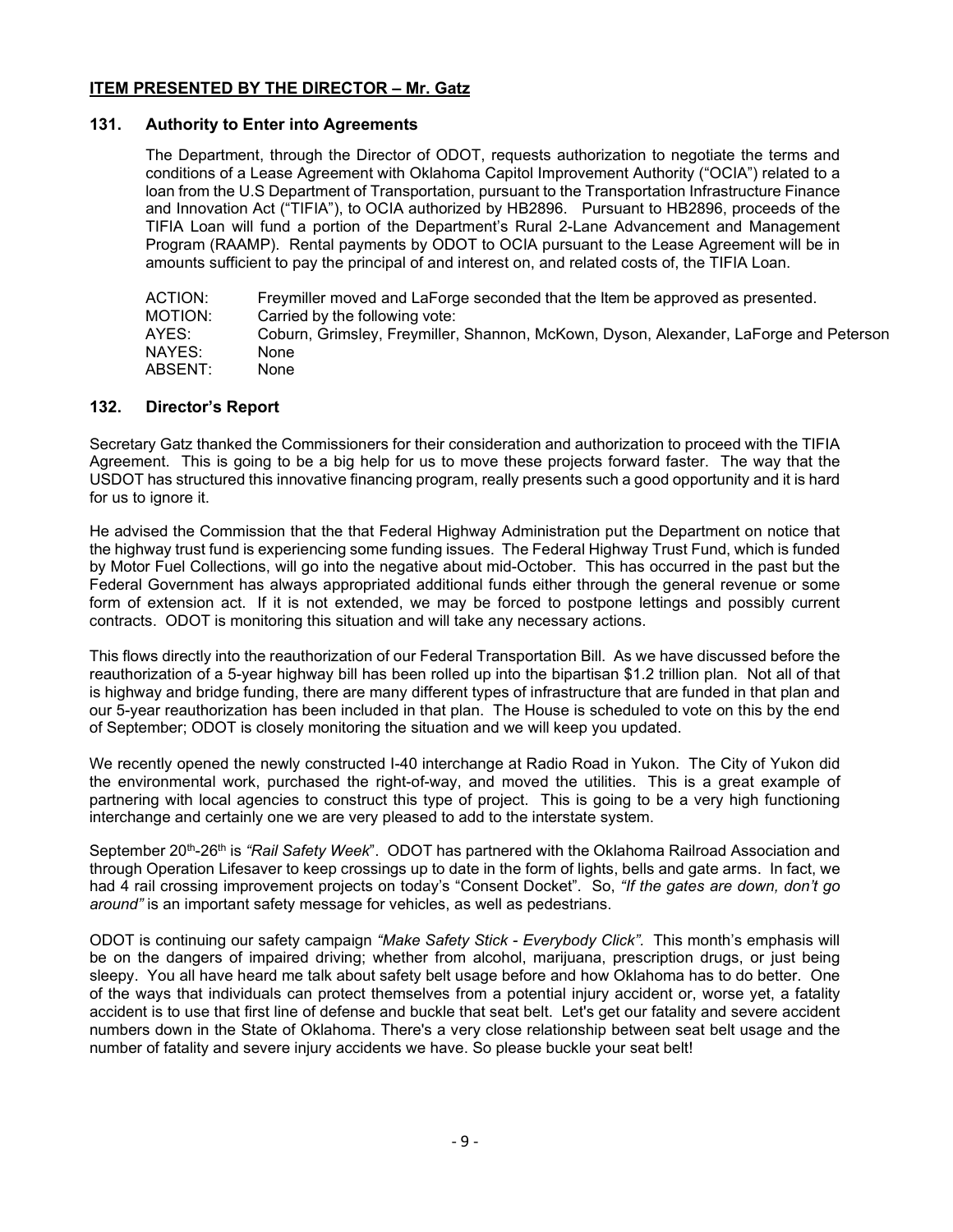## **ITEM PRESENTED BY THE DIRECTOR – Mr. Gatz**

### 131. Authority to Enter into Agreements

The Department, through the Director of ODOT, requests authorization to negotiate the terms and conditions of a Lease Agreement with Oklahoma Capitol Improvement Authority ("OCIA") related to a loan from the U.S Department of Transportation, pursuant to the Transportation Infrastructure Finance and Innovation Act ("TIFIA"), to OCIA authorized by HB2896. Pursuant to HB2896, proceeds of the TIFIA Loan will fund a portion of the Department's Rural 2-Lane Advancement and Management Program (RAAMP). Rental payments by ODOT to OCIA pursuant to the Lease Agreement will be in amounts sufficient to pay the principal of and interest on, and related costs of, the TIFIA Loan.

ACTION: Freymiller moved and LaForge seconded that the Item be approved as presented.
MOTION: Carried by the following vote:
AYES: Coburn, Grimsley, Freymiller, Shannon, McKown, Dyson, Alexander, LaForge and Peterson
NAYES: None
ABSENT: None

### 132. Director's Report

Secretary Gatz thanked the Commissioners for their consideration and authorization to proceed with the TIFIA Agreement. This is going to be a big help for us to move these projects forward faster. The way that the USDOT has structured this innovative financing program, really presents such a good opportunity and it is hard for us to ignore it.

He advised the Commission that the that Federal Highway Administration put the Department on notice that the highway trust fund is experiencing some funding issues. The Federal Highway Trust Fund, which is funded by Motor Fuel Collections, will go into the negative about mid-October. This has occurred in the past but the Federal Government has always appropriated additional funds either through the general revenue or some form of extension act. If it is not extended, we may be forced to postpone lettings and possibly current contracts. ODOT is monitoring this situation and will take any necessary actions.

This flows directly into the reauthorization of our Federal Transportation Bill. As we have discussed before the reauthorization of a 5-year highway bill has been rolled up into the bipartisan $1.2 trillion plan. Not all of that is highway and bridge funding, there are many different types of infrastructure that are funded in that plan and our 5-year reauthorization has been included in that plan. The House is scheduled to vote on this by the end of September; ODOT is closely monitoring the situation and we will keep you updated.

We recently opened the newly constructed I-40 interchange at Radio Road in Yukon. The City of Yukon did the environmental work, purchased the right-of-way, and moved the utilities. This is a great example of partnering with local agencies to construct this type of project. This is going to be a very high functioning interchange and certainly one we are very pleased to add to the interstate system.

September 20th-26th is *"Rail Safety Week*". ODOT has partnered with the Oklahoma Railroad Association and through Operation Lifesaver to keep crossings up to date in the form of lights, bells and gate arms. In fact, we had 4 rail crossing improvement projects on today's "Consent Docket". So, *"If the gates are down, don't go around"* is an important safety message for vehicles, as well as pedestrians.

ODOT is continuing our safety campaign *"Make Safety Stick - Everybody Click"*. This month's emphasis will be on the dangers of impaired driving; whether from alcohol, marijuana, prescription drugs, or just being sleepy. You all have heard me talk about safety belt usage before and how Oklahoma has to do better. One of the ways that individuals can protect themselves from a potential injury accident or, worse yet, a fatality accident is to use that first line of defense and buckle that seat belt. Let's get our fatality and severe accident numbers down in the State of Oklahoma. There's a very close relationship between seat belt usage and the number of fatality and severe injury accidents we have. So please buckle your seat belt!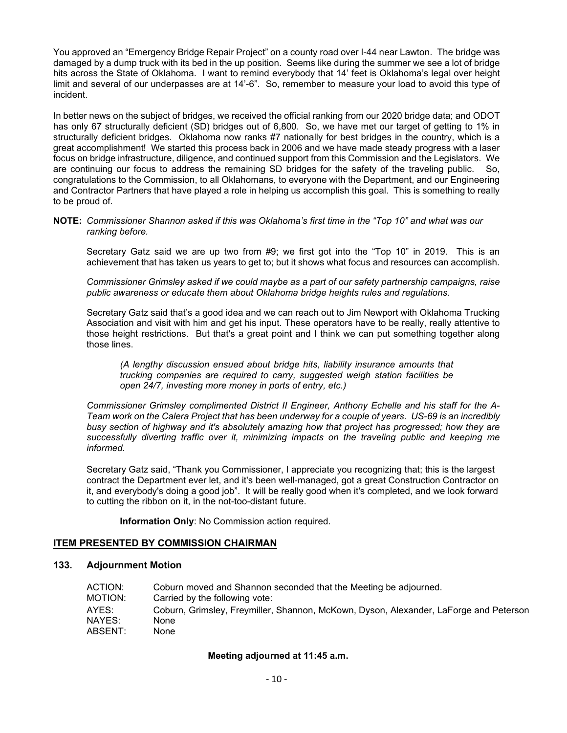You approved an "Emergency Bridge Repair Project" on a county road over I-44 near Lawton. The bridge was damaged by a dump truck with its bed in the up position. Seems like during the summer we see a lot of bridge hits across the State of Oklahoma. I want to remind everybody that 14' feet is Oklahoma's legal over height limit and several of our underpasses are at 14'-6". So, remember to measure your load to avoid this type of incident.

In better news on the subject of bridges, we received the official ranking from our 2020 bridge data; and ODOT has only 67 structurally deficient (SD) bridges out of 6,800. So, we have met our target of getting to 1% in structurally deficient bridges. Oklahoma now ranks #7 nationally for best bridges in the country, which is a great accomplishment! We started this process back in 2006 and we have made steady progress with a laser focus on bridge infrastructure, diligence, and continued support from this Commission and the Legislators. We are continuing our focus to address the remaining SD bridges for the safety of the traveling public. So, congratulations to the Commission, to all Oklahomans, to everyone with the Department, and our Engineering and Contractor Partners that have played a role in helping us accomplish this goal. This is something to really to be proud of.

**NOTE:** *Commissioner Shannon asked if this was Oklahoma's first time in the "Top 10" and what was our ranking before.*

Secretary Gatz said we are up two from #9; we first got into the "Top 10" in 2019. This is an achievement that has taken us years to get to; but it shows what focus and resources can accomplish.

*Commissioner Grimsley asked if we could maybe as a part of our safety partnership campaigns, raise public awareness or educate them about Oklahoma bridge heights rules and regulations.*

Secretary Gatz said that's a good idea and we can reach out to Jim Newport with Oklahoma Trucking Association and visit with him and get his input. These operators have to be really, really attentive to those height restrictions. But that's a great point and I think we can put something together along those lines.

*(A lengthy discussion ensued about bridge hits, liability insurance amounts that trucking companies are required to carry, suggested weigh station facilities be open 24/7, investing more money in ports of entry, etc.)*

*Commissioner Grimsley complimented District II Engineer, Anthony Echelle and his staff for the A-Team work on the Calera Project that has been underway for a couple of years. US-69 is an incredibly busy section of highway and it's absolutely amazing how that project has progressed; how they are successfully diverting traffic over it, minimizing impacts on the traveling public and keeping me informed.*

Secretary Gatz said, "Thank you Commissioner, I appreciate you recognizing that; this is the largest contract the Department ever let, and it's been well-managed, got a great Construction Contractor on it, and everybody's doing a good job". It will be really good when it's completed, and we look forward to cutting the ribbon on it, in the not-too-distant future.

**Information Only**: No Commission action required.

## ITEM PRESENTED BY COMMISSION CHAIRMAN

### 133. Adjournment Motion

ACTION: Coburn moved and Shannon seconded that the Meeting be adjourned.
MOTION: Carried by the following vote:
AYES: Coburn, Grimsley, Freymiller, Shannon, McKown, Dyson, Alexander, LaForge and Peterson
NAYES: None
ABSENT: None

**Meeting adjourned at 11:45 a.m.**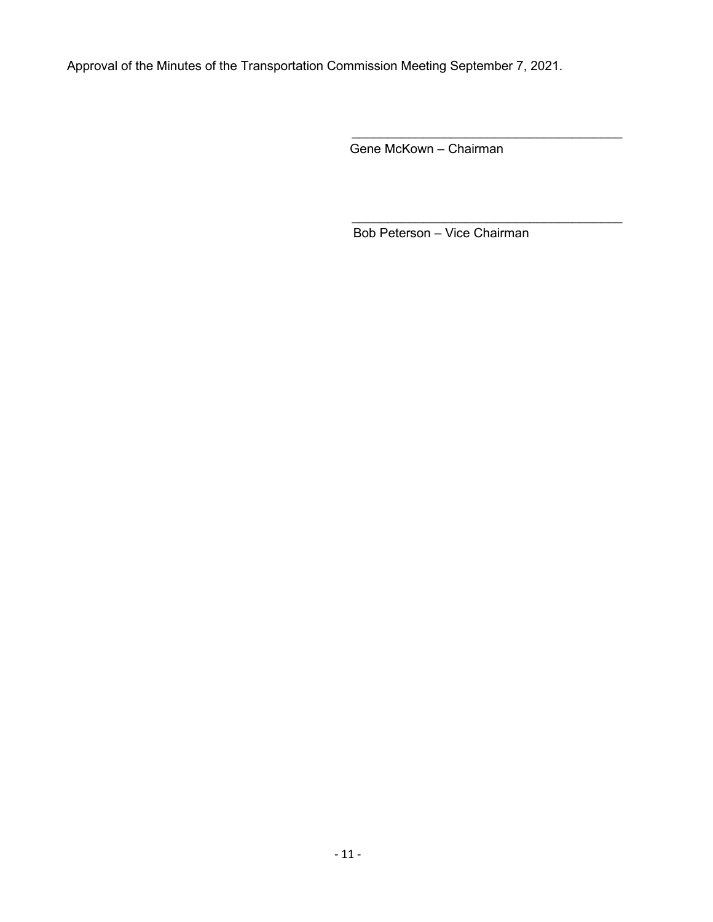Approval of the Minutes of the Transportation Commission Meeting September 7, 2021.

\_\_\_\_\_\_\_\_\_\_\_\_\_\_\_\_\_\_\_\_\_\_\_\_\_\_\_\_\_\_\_\_\_\_\_\_\_\_\_

Gene McKown – Chairman

\_\_\_\_\_\_\_\_\_\_\_\_\_\_\_\_\_\_\_\_\_\_\_\_\_\_\_\_\_\_\_\_\_\_\_\_\_\_\_

Bob Peterson – Vice Chairman